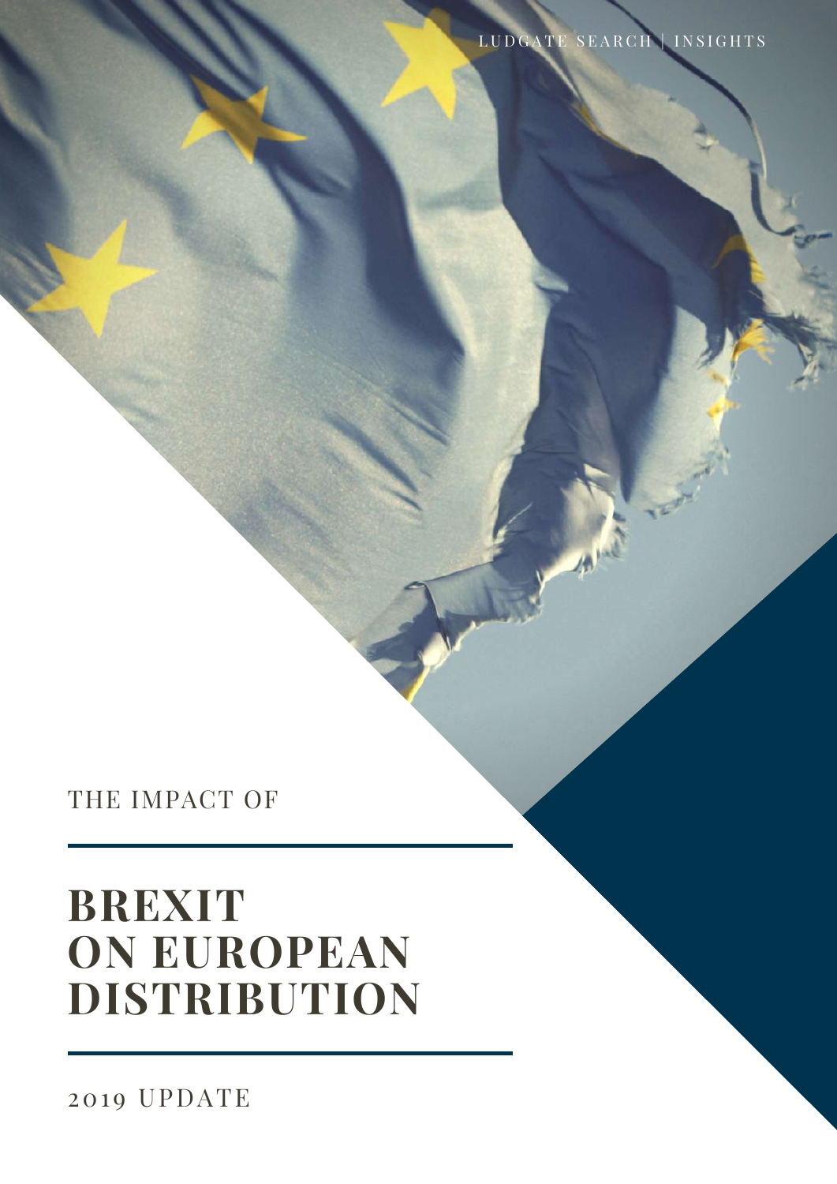LUDGATE SEARCH | INSIGHTS

THE IMPACT OF

# BREXIT ON EUROPEAN DISTRIBUTION

2019 UPDATE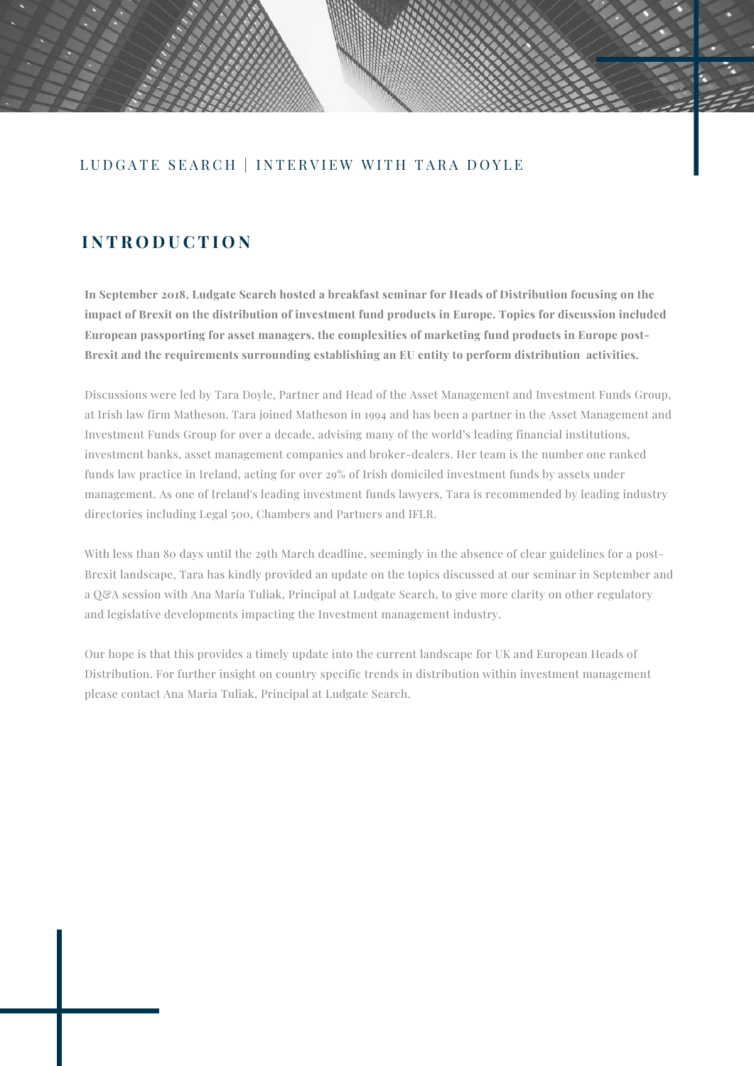LUDGATE SEARCH | INTERVIEW WITH TARA DOYLE

## INTRODUCTION

**In September 2018, Ludgate Search hosted a breakfast seminar for Heads of Distribution focusing on the impact of Brexit on the distribution of investment fund products in Europe. Topics for discussion included European passporting for asset managers, the complexities of marketing fund products in Europe post-Brexit and the requirements surrounding establishing an EU entity to perform distribution activities.**

Discussions were led by Tara Doyle, Partner and Head of the Asset Management and Investment Funds Group, at Irish law firm Matheson. Tara joined Matheson in 1994 and has been a partner in the Asset Management and Investment Funds Group for over a decade, advising many of the world's leading financial institutions, investment banks, asset management companies and broker-dealers. Her team is the number one ranked funds law practice in Ireland, acting for over 29% of Irish domiciled investment funds by assets under management. As one of Ireland's leading investment funds lawyers, Tara is recommended by leading industry directories including Legal 500, Chambers and Partners and IFLR.

With less than 80 days until the 29th March deadline, seemingly in the absence of clear guidelines for a post-Brexit landscape, Tara has kindly provided an update on the topics discussed at our seminar in September and a Q&A session with Ana Maria Tuliak, Principal at Ludgate Search, to give more clarity on other regulatory and legislative developments impacting the Investment management industry.

Our hope is that this provides a timely update into the current landscape for UK and European Heads of Distribution. For further insight on country specific trends in distribution within investment management please contact Ana Maria Tuliak, Principal at Ludgate Search.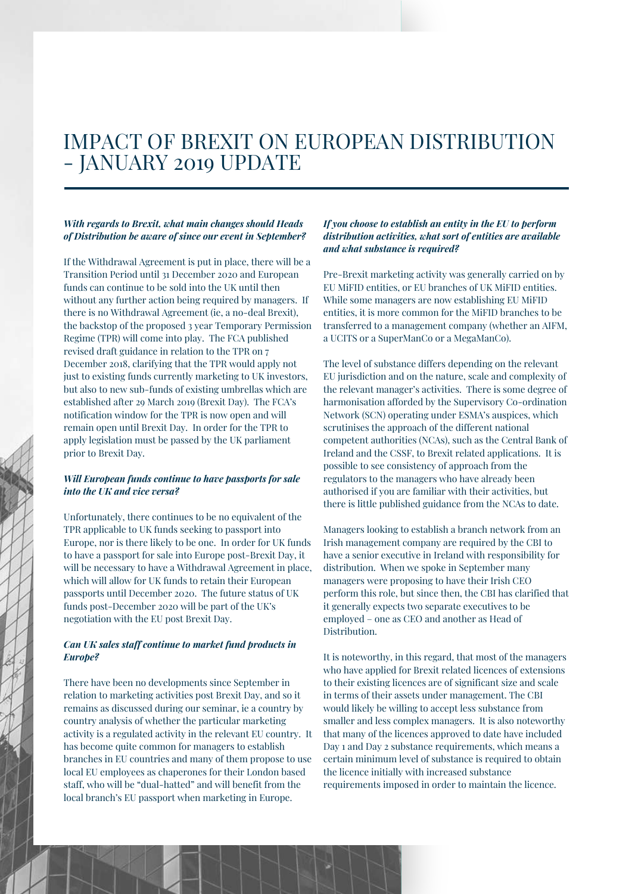# IMPACT OF BREXIT ON EUROPEAN DISTRIBUTION - JANUARY 2019 UPDATE

***With regards to Brexit, what main changes should Heads of Distribution be aware of since our event in September?***

If the Withdrawal Agreement is put in place, there will be a Transition Period until 31 December 2020 and European funds can continue to be sold into the UK until then without any further action being required by managers. If there is no Withdrawal Agreement (ie, a no-deal Brexit), the backstop of the proposed 3 year Temporary Permission Regime (TPR) will come into play. The FCA published revised draft guidance in relation to the TPR on 7 December 2018, clarifying that the TPR would apply not just to existing funds currently marketing to UK investors, but also to new sub-funds of existing umbrellas which are established after 29 March 2019 (Brexit Day). The FCA's notification window for the TPR is now open and will remain open until Brexit Day. In order for the TPR to apply legislation must be passed by the UK parliament prior to Brexit Day.

***Will European funds continue to have passports for sale into the UK and vice versa?***

Unfortunately, there continues to be no equivalent of the TPR applicable to UK funds seeking to passport into Europe, nor is there likely to be one. In order for UK funds to have a passport for sale into Europe post-Brexit Day, it will be necessary to have a Withdrawal Agreement in place, which will allow for UK funds to retain their European passports until December 2020. The future status of UK funds post-December 2020 will be part of the UK's negotiation with the EU post Brexit Day.

***Can UK sales staff continue to market fund products in Europe?***

There have been no developments since September in relation to marketing activities post Brexit Day, and so it remains as discussed during our seminar, ie a country by country analysis of whether the particular marketing activity is a regulated activity in the relevant EU country. It has become quite common for managers to establish branches in EU countries and many of them propose to use local EU employees as chaperones for their London based staff, who will be "dual-hatted" and will benefit from the local branch's EU passport when marketing in Europe.

***If you choose to establish an entity in the EU to perform distribution activities, what sort of entities are available and what substance is required?***

Pre-Brexit marketing activity was generally carried on by EU MiFID entities, or EU branches of UK MiFID entities. While some managers are now establishing EU MiFID entities, it is more common for the MiFID branches to be transferred to a management company (whether an AIFM, a UCITS or a SuperManCo or a MegaManCo).

The level of substance differs depending on the relevant EU jurisdiction and on the nature, scale and complexity of the relevant manager's activities. There is some degree of harmonisation afforded by the Supervisory Co-ordination Network (SCN) operating under ESMA's auspices, which scrutinises the approach of the different national competent authorities (NCAs), such as the Central Bank of Ireland and the CSSF, to Brexit related applications. It is possible to see consistency of approach from the regulators to the managers who have already been authorised if you are familiar with their activities, but there is little published guidance from the NCAs to date.

Managers looking to establish a branch network from an Irish management company are required by the CBI to have a senior executive in Ireland with responsibility for distribution. When we spoke in September many managers were proposing to have their Irish CEO perform this role, but since then, the CBI has clarified that it generally expects two separate executives to be employed – one as CEO and another as Head of Distribution.

It is noteworthy, in this regard, that most of the managers who have applied for Brexit related licences of extensions to their existing licences are of significant size and scale in terms of their assets under management. The CBI would likely be willing to accept less substance from smaller and less complex managers. It is also noteworthy that many of the licences approved to date have included Day 1 and Day 2 substance requirements, which means a certain minimum level of substance is required to obtain the licence initially with increased substance requirements imposed in order to maintain the licence.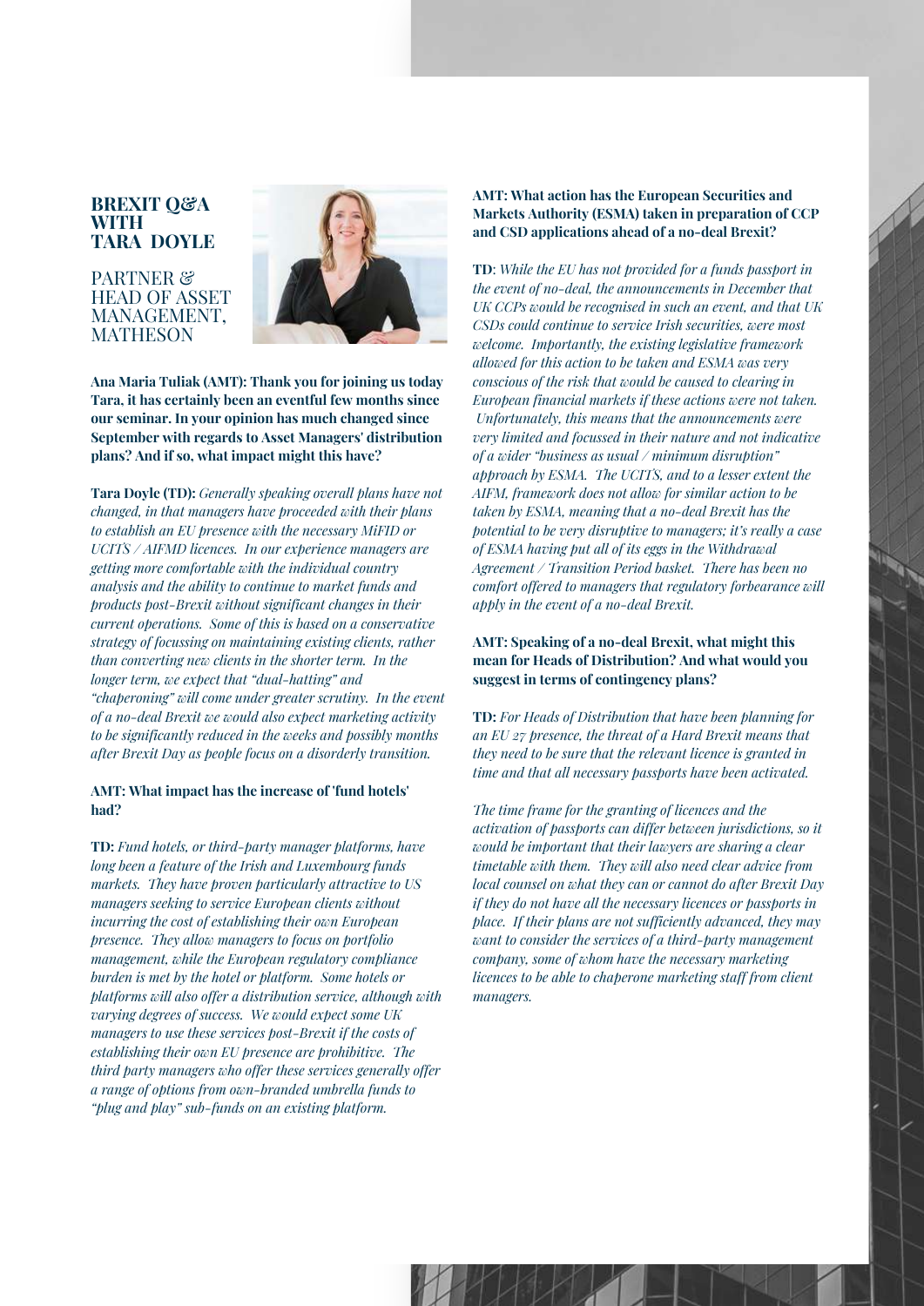# BREXIT Q&A WITH TARA DOYLE

## PARTNER & HEAD OF ASSET MANAGEMENT, MATHESON

**Ana Maria Tuliak (AMT): Thank you for joining us today Tara, it has certainly been an eventful few months since our seminar. In your opinion has much changed since September with regards to Asset Managers' distribution plans? And if so, what impact might this have?**

**Tara Doyle (TD):** *Generally speaking overall plans have not changed, in that managers have proceeded with their plans to establish an EU presence with the necessary MiFID or UCITS / AIFMD licences. In our experience managers are getting more comfortable with the individual country analysis and the ability to continue to market funds and products post-Brexit without significant changes in their current operations. Some of this is based on a conservative strategy of focussing on maintaining existing clients, rather than converting new clients in the shorter term. In the longer term, we expect that "dual-hatting" and "chaperoning" will come under greater scrutiny. In the event of a no-deal Brexit we would also expect marketing activity to be significantly reduced in the weeks and possibly months after Brexit Day as people focus on a disorderly transition.*

**AMT: What impact has the increase of 'fund hotels' had?**

**TD:** *Fund hotels, or third-party manager platforms, have long been a feature of the Irish and Luxembourg funds markets. They have proven particularly attractive to US managers seeking to service European clients without incurring the cost of establishing their own European presence. They allow managers to focus on portfolio management, while the European regulatory compliance burden is met by the hotel or platform. Some hotels or platforms will also offer a distribution service, although with varying degrees of success. We would expect some UK managers to use these services post-Brexit if the costs of establishing their own EU presence are prohibitive. The third party managers who offer these services generally offer a range of options from own-branded umbrella funds to "plug and play" sub-funds on an existing platform.*

**AMT: What action has the European Securities and Markets Authority (ESMA) taken in preparation of CCP and CSD applications ahead of a no-deal Brexit?**

**TD**: *While the EU has not provided for a funds passport in the event of no-deal, the announcements in December that UK CCPs would be recognised in such an event, and that UK CSDs could continue to service Irish securities, were most welcome. Importantly, the existing legislative framework allowed for this action to be taken and ESMA was very conscious of the risk that would be caused to clearing in European financial markets if these actions were not taken. Unfortunately, this means that the announcements were very limited and focussed in their nature and not indicative of a wider "business as usual / minimum disruption" approach by ESMA. The UCITS, and to a lesser extent the AIFM, framework does not allow for similar action to be taken by ESMA, meaning that a no-deal Brexit has the potential to be very disruptive to managers; it's really a case of ESMA having put all of its eggs in the Withdrawal Agreement / Transition Period basket. There has been no comfort offered to managers that regulatory forbearance will apply in the event of a no-deal Brexit.*

**AMT: Speaking of a no-deal Brexit, what might this mean for Heads of Distribution? And what would you suggest in terms of contingency plans?**

**TD:** *For Heads of Distribution that have been planning for an EU 27 presence, the threat of a Hard Brexit means that they need to be sure that the relevant licence is granted in time and that all necessary passports have been activated.*

*The time frame for the granting of licences and the activation of passports can differ between jurisdictions, so it would be important that their lawyers are sharing a clear timetable with them. They will also need clear advice from local counsel on what they can or cannot do after Brexit Day if they do not have all the necessary licences or passports in place. If their plans are not sufficiently advanced, they may want to consider the services of a third-party management company, some of whom have the necessary marketing licences to be able to chaperone marketing staff from client managers.*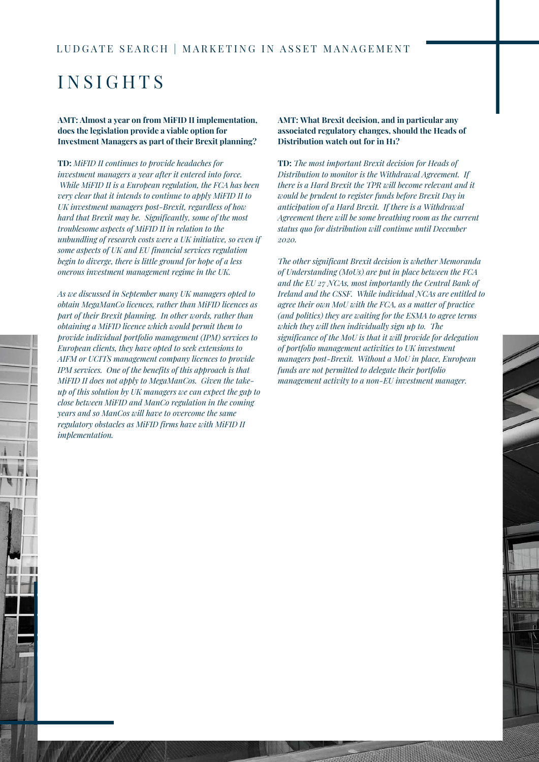# INSIGHTS

**AMT: Almost a year on from MiFID II implementation, does the legislation provide a viable option for Investment Managers as part of their Brexit planning?**

**TD:** *MiFID II continues to provide headaches for investment managers a year after it entered into force. While MiFID II is a European regulation, the FCA has been very clear that it intends to continue to apply MiFID II to UK investment managers post-Brexit, regardless of how hard that Brexit may be. Significantly, some of the most troublesome aspects of MiFID II in relation to the unbundling of research costs were a UK initiative, so even if some aspects of UK and EU financial services regulation begin to diverge, there is little ground for hope of a less onerous investment management regime in the UK.*

*As we discussed in September many UK managers opted to obtain MegaManCo licences, rather than MiFID licences as part of their Brexit planning. In other words, rather than obtaining a MiFID licence which would permit them to provide individual portfolio management (IPM) services to European clients, they have opted to seek extensions to AIFM or UCITS management company licences to provide IPM services. One of the benefits of this approach is that MiFID II does not apply to MegaManCos. Given the take-up of this solution by UK managers we can expect the gap to close between MiFID and ManCo regulation in the coming years and so ManCos will have to overcome the same regulatory obstacles as MiFID firms have with MiFID II implementation.*

**AMT: What Brexit decision, and in particular any associated regulatory changes, should the Heads of Distribution watch out for in H1?**

**TD:** *The most important Brexit decision for Heads of Distribution to monitor is the Withdrawal Agreement. If there is a Hard Brexit the TPR will become relevant and it would be prudent to register funds before Brexit Day in anticipation of a Hard Brexit. If there is a Withdrawal Agreement there will be some breathing room as the current status quo for distribution will continue until December 2020.*

*The other significant Brexit decision is whether Memoranda of Understanding (MoUs) are put in place between the FCA and the EU 27 NCAs, most importantly the Central Bank of Ireland and the CSSF. While individual NCAs are entitled to agree their own MoU with the FCA, as a matter of practice (and politics) they are waiting for the ESMA to agree terms which they will then individually sign up to. The significance of the MoU is that it will provide for delegation of portfolio management activities to UK investment managers post-Brexit. Without a MoU in place, European funds are not permitted to delegate their portfolio management activity to a non-EU investment manager.*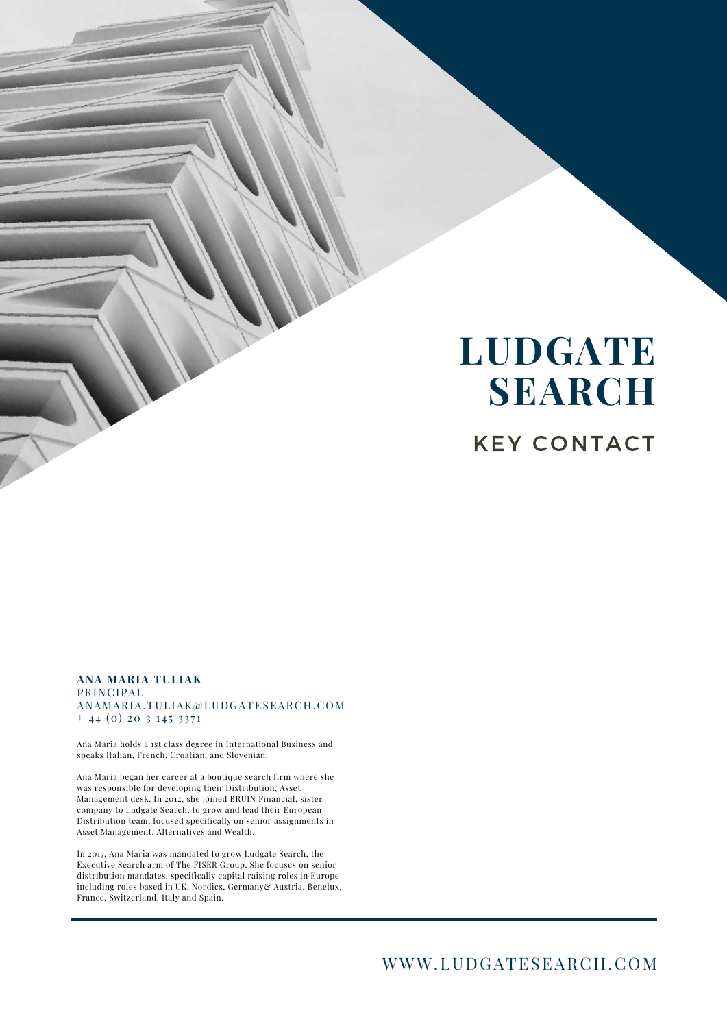# LUDGATE SEARCH

## KEY CONTACT

**ANA MARIA TULIAK**
PRINCIPAL
ANAMARIA.TULIAK@LUDGATESEARCH.COM
+ 44 (0) 20 3 145 3371

Ana Maria holds a 1st class degree in International Business and speaks Italian, French, Croatian, and Slovenian.

Ana Maria began her career at a boutique search firm where she was responsible for developing their Distribution, Asset Management desk. In 2012, she joined BRUIN Financial, sister company to Ludgate Search, to grow and lead their European Distribution team, focused specifically on senior assignments in Asset Management, Alternatives and Wealth.

In 2017, Ana Maria was mandated to grow Ludgate Search, the Executive Search arm of The FISER Group. She focuses on senior distribution mandates, specifically capital raising roles in Europe including roles based in UK, Nordics, Germany& Austria, Benelux, France, Switzerland, Italy and Spain.

WWW.LUDGATESEARCH.COM